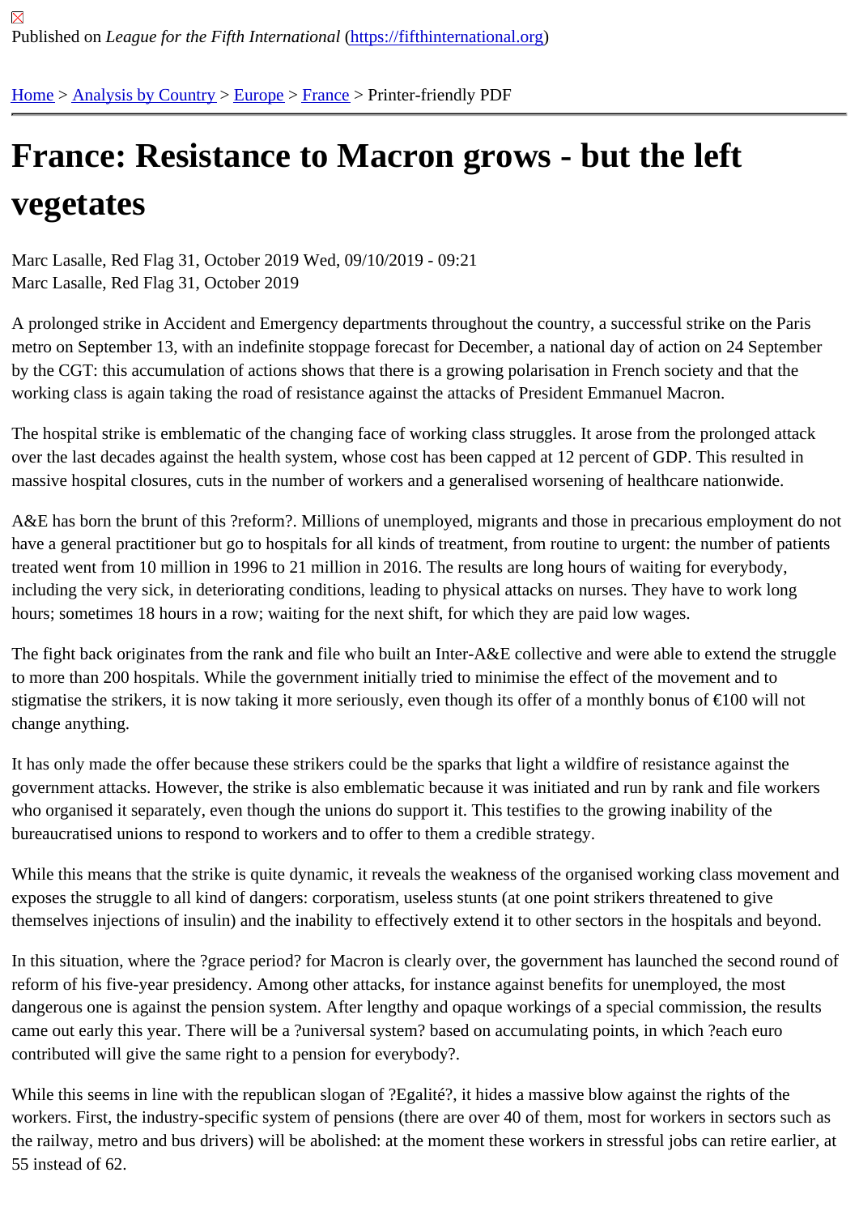Published on *League for the Fifth International* (https://fifthinternational.org)

Home > Analysis by Country > Europe > France > Printer-friendly PDF

# France: Resistance to Macron grows - but the left vegetates

Marc Lasalle, Red Flag 31, October 2019 Wed, 09/10/2019 - 09:21
Marc Lasalle, Red Flag 31, October 2019

A prolonged strike in Accident and Emergency departments throughout the country, a successful strike on the Paris metro on September 13, with an indefinite stoppage forecast for December, a national day of action on 24 September by the CGT: this accumulation of actions shows that there is a growing polarisation in French society and that the working class is again taking the road of resistance against the attacks of President Emmanuel Macron.

The hospital strike is emblematic of the changing face of working class struggles. It arose from the prolonged attack over the last decades against the health system, whose cost has been capped at 12 percent of GDP. This resulted in massive hospital closures, cuts in the number of workers and a generalised worsening of healthcare nationwide.

A&E has born the brunt of this ?reform?. Millions of unemployed, migrants and those in precarious employment do not have a general practitioner but go to hospitals for all kinds of treatment, from routine to urgent: the number of patients treated went from 10 million in 1996 to 21 million in 2016. The results are long hours of waiting for everybody, including the very sick, in deteriorating conditions, leading to physical attacks on nurses. They have to work long hours; sometimes 18 hours in a row; waiting for the next shift, for which they are paid low wages.

The fight back originates from the rank and file who built an Inter-A&E collective and were able to extend the struggle to more than 200 hospitals. While the government initially tried to minimise the effect of the movement and to stigmatise the strikers, it is now taking it more seriously, even though its offer of a monthly bonus of €100 will not change anything.

It has only made the offer because these strikers could be the sparks that light a wildfire of resistance against the government attacks. However, the strike is also emblematic because it was initiated and run by rank and file workers who organised it separately, even though the unions do support it. This testifies to the growing inability of the bureaucratised unions to respond to workers and to offer to them a credible strategy.

While this means that the strike is quite dynamic, it reveals the weakness of the organised working class movement and exposes the struggle to all kind of dangers: corporatism, useless stunts (at one point strikers threatened to give themselves injections of insulin) and the inability to effectively extend it to other sectors in the hospitals and beyond.

In this situation, where the ?grace period? for Macron is clearly over, the government has launched the second round of reform of his five-year presidency. Among other attacks, for instance against benefits for unemployed, the most dangerous one is against the pension system. After lengthy and opaque workings of a special commission, the results came out early this year. There will be a ?universal system? based on accumulating points, in which ?each euro contributed will give the same right to a pension for everybody?.

While this seems in line with the republican slogan of ?Egalité?, it hides a massive blow against the rights of the workers. First, the industry-specific system of pensions (there are over 40 of them, most for workers in sectors such as the railway, metro and bus drivers) will be abolished: at the moment these workers in stressful jobs can retire earlier, at 55 instead of 62.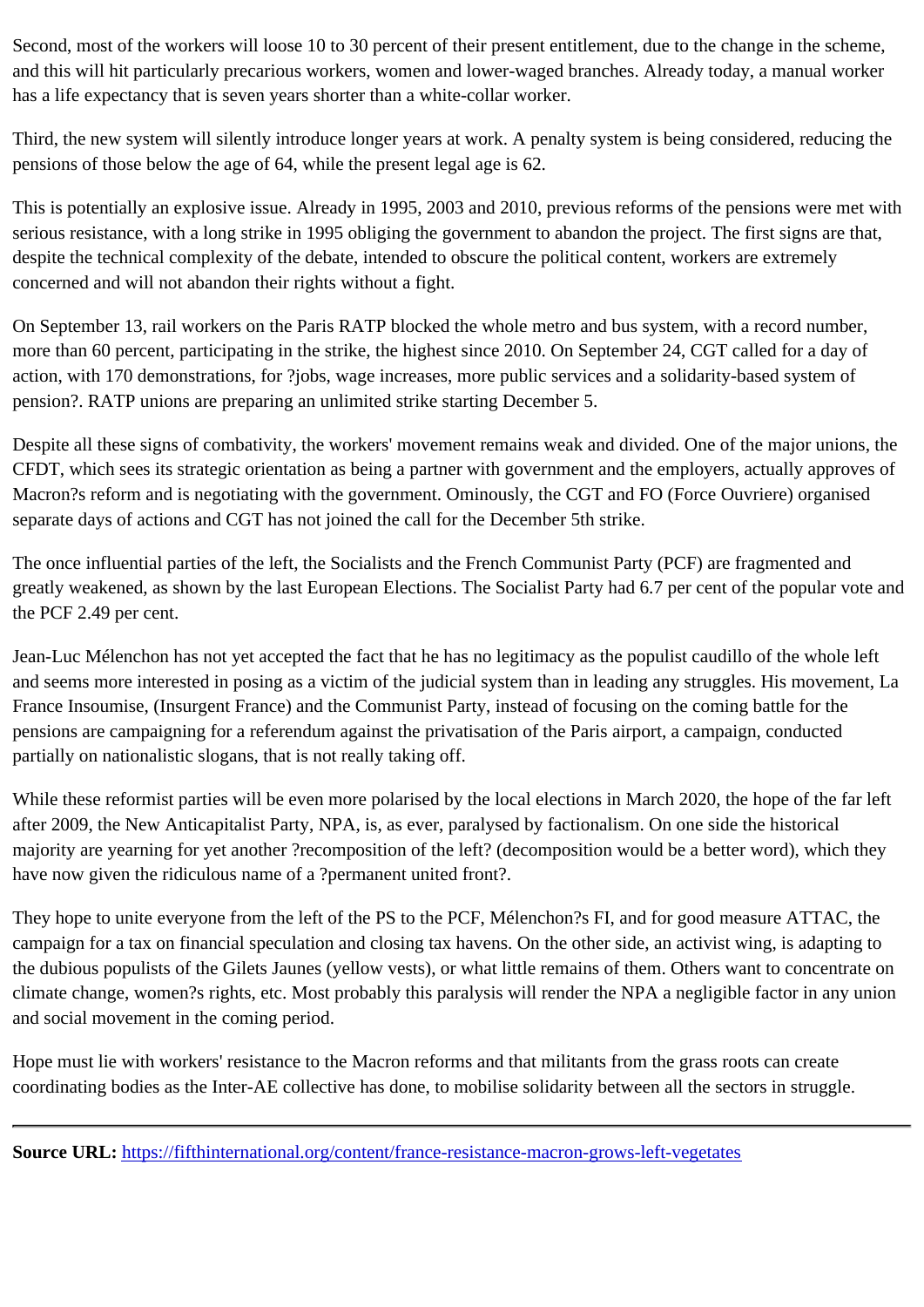Second, most of the workers will loose 10 to 30 percent of their present entitlement, due to the change in the scheme, and this will hit particularly precarious workers, women and lower-waged branches. Already today, a manual worker has a life expectancy that is seven years shorter than a white-collar worker.

Third, the new system will silently introduce longer years at work. A penalty system is being considered, reducing the pensions of those below the age of 64, while the present legal age is 62.

This is potentially an explosive issue. Already in 1995, 2003 and 2010, previous reforms of the pensions were met with serious resistance, with a long strike in 1995 obliging the government to abandon the project. The first signs are that, despite the technical complexity of the debate, intended to obscure the political content, workers are extremely concerned and will not abandon their rights without a fight.

On September 13, rail workers on the Paris RATP blocked the whole metro and bus system, with a record number, more than 60 percent, participating in the strike, the highest since 2010. On September 24, CGT called for a day of action, with 170 demonstrations, for ?jobs, wage increases, more public services and a solidarity-based system of pension?. RATP unions are preparing an unlimited strike starting December 5.

Despite all these signs of combativity, the workers' movement remains weak and divided. One of the major unions, the CFDT, which sees its strategic orientation as being a partner with government and the employers, actually approves of Macron?s reform and is negotiating with the government. Ominously, the CGT and FO (Force Ouvriere) organised separate days of actions and CGT has not joined the call for the December 5th strike.

The once influential parties of the left, the Socialists and the French Communist Party (PCF) are fragmented and greatly weakened, as shown by the last European Elections. The Socialist Party had 6.7 per cent of the popular vote and the PCF 2.49 per cent.

Jean-Luc Mélenchon has not yet accepted the fact that he has no legitimacy as the populist caudillo of the whole left and seems more interested in posing as a victim of the judicial system than in leading any struggles. His movement, La France Insoumise, (Insurgent France) and the Communist Party, instead of focusing on the coming battle for the pensions are campaigning for a referendum against the privatisation of the Paris airport, a campaign, conducted partially on nationalistic slogans, that is not really taking off.

While these reformist parties will be even more polarised by the local elections in March 2020, the hope of the far left after 2009, the New Anticapitalist Party, NPA, is, as ever, paralysed by factionalism. On one side the historical majority are yearning for yet another ?recomposition of the left? (decomposition would be a better word), which they have now given the ridiculous name of a ?permanent united front?.

They hope to unite everyone from the left of the PS to the PCF, Mélenchon?s FI, and for good measure ATTAC, the campaign for a tax on financial speculation and closing tax havens. On the other side, an activist wing, is adapting to the dubious populists of the Gilets Jaunes (yellow vests), or what little remains of them. Others want to concentrate on climate change, women?s rights, etc. Most probably this paralysis will render the NPA a negligible factor in any union and social movement in the coming period.

Hope must lie with workers' resistance to the Macron reforms and that militants from the grass roots can create coordinating bodies as the Inter-AE collective has done, to mobilise solidarity between all the sectors in struggle.

---

**Source URL:** https://fifthinternational.org/content/france-resistance-macron-grows-left-vegetates